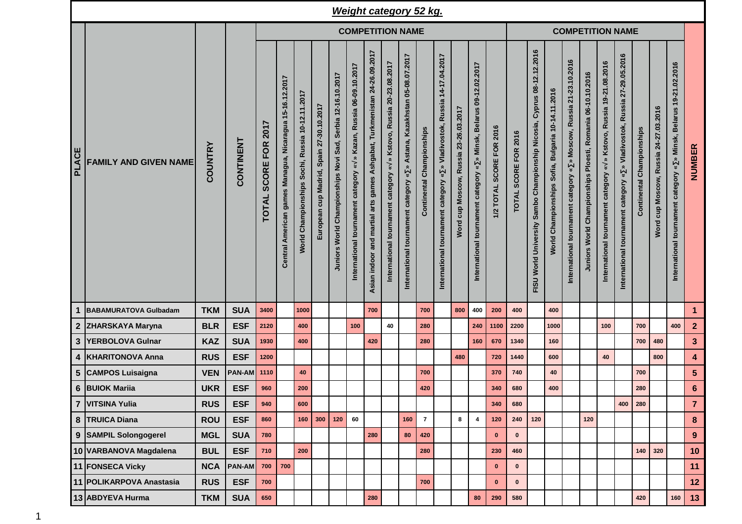# *Weight category 52 kg.*

| PLACE | FAMILY AND GIVEN NAME | COUNTRY | CONTINENT | COMPETITION NAME | | | | | | | | | | | | | | COMPETITION NAME | | | | | | | | | | NUMBER |
|---|---|---|---|---|---|---|---|---|---|---|---|---|---|---|---|---|---|---|---|---|---|---|---|---|---|---|---|---|
| | | | | TOTAL SCORE FOR 2017 | Central American games Managua, Nicaragua 15-16.12.2017 | World Championships Sochi, Russia 10-12.11.2017 | European cup Madrid, Spain 27-30.10.2017 | Juniors World Championships Novi Sad, Serbia 12-16.10.2017 | International tournament category «√» Kazan, Russia 06-09.10.2017 | Asian indoor and martial arts games Ashgabat, Turkmenistan 24-26.09.2017 | International tournament category «√» Kstovo, Russia 20-23.08.2017 | International tournament category «∑» Astana, Kazakhstan 05-08.07.2017 | Continental Championships | International tournament category «∑» Vladivostok, Russia 14-17.04.2017 | Word cup Moscow, Russia 23-26.03.2017 | International tournament category «∑» Minsk, Belarus 09-12.02.2017 | 1/2 TOTAL SCORE FOR 2016 | TOTAL SCORE FOR 2016 | FISU World University Sambo Championship Nicosia, Cyprus 08-12.12.2016 | World Championships Sofia, Bulgaria 10-14.11.2016 | International tournament category «∑» Moscow, Russia 21-23.10.2016 | Juniors World Championships Ploesti, Romania 06-10.10.2016 | International tournament category «√» Kstovo, Russia 19-21.08.2016 | International tournament category «∑» Vladivostok, Russia 27-29.05.2016 | Continental Championships | Word cup Moscow, Russia 24-27.03.2016 | International tournament category «∑» Minsk, Belarus 19-21.02.2016 | |
| 1 | BABAMURATOVA Gulbadam | TKM | SUA | 3400 | | 1000 | | | | 700 | | | 700 | | 800 | 400 | 200 | 400 | | 400 | | | | | | | | 1 |
| 2 | ZHARSKAYA Maryna | BLR | ESF | 2120 | | 400 | | | 100 | | 40 | | 280 | | | 240 | 1100 | 2200 | | 1000 | | | 100 | | 700 | | 400 | 2 |
| 3 | YERBOLOVA Gulnar | KAZ | SUA | 1930 | | 400 | | | | 420 | | | 280 | | | 160 | 670 | 1340 | | 160 | | | | | 700 | 480 | | 3 |
| 4 | KHARITONOVA Anna | RUS | ESF | 1200 | | | | | | | | | | | 480 | | 720 | 1440 | | 600 | | | 40 | | | 800 | | 4 |
| 5 | CAMPOS Luisaigna | VEN | PAN-AM | 1110 | | 40 | | | | | | | 700 | | | | 370 | 740 | | 40 | | | | | 700 | | | 5 |
| 6 | BUIOK Mariia | UKR | ESF | 960 | | 200 | | | | | | | 420 | | | | 340 | 680 | | 400 | | | | | 280 | | | 6 |
| 7 | VITSINA Yulia | RUS | ESF | 940 | | 600 | | | | | | | | | | | 340 | 680 | | | | | | 400 | 280 | | | 7 |
| 8 | TRUICA Diana | ROU | ESF | 860 | | 160 | 300 | 120 | 60 | | | 160 | 7 | | 8 | 4 | 120 | 240 | 120 | | | 120 | | | | | | 8 |
| 9 | SAMPIL Solongogerel | MGL | SUA | 780 | | | | | | 280 | | 80 | 420 | | | | 0 | 0 | | | | | | | | | | 9 |
| 10 | VARBANOVA Magdalena | BUL | ESF | 710 | | 200 | | | | | | | 280 | | | | 230 | 460 | | | | | | | 140 | 320 | | 10 |
| 11 | FONSECA Vicky | NCA | PAN-AM | 700 | 700 | | | | | | | | | | | | 0 | 0 | | | | | | | | | | 11 |
| 11 | POLIKARPOVA Anastasia | RUS | ESF | 700 | | | | | | | | | 700 | | | | 0 | 0 | | | | | | | | | | 12 |
| 13 | ABDYEVA Hurma | TKM | SUA | 650 | | | | | | 280 | | | | | | 80 | 290 | 580 | | | | | | | 420 | | 160 | 13 |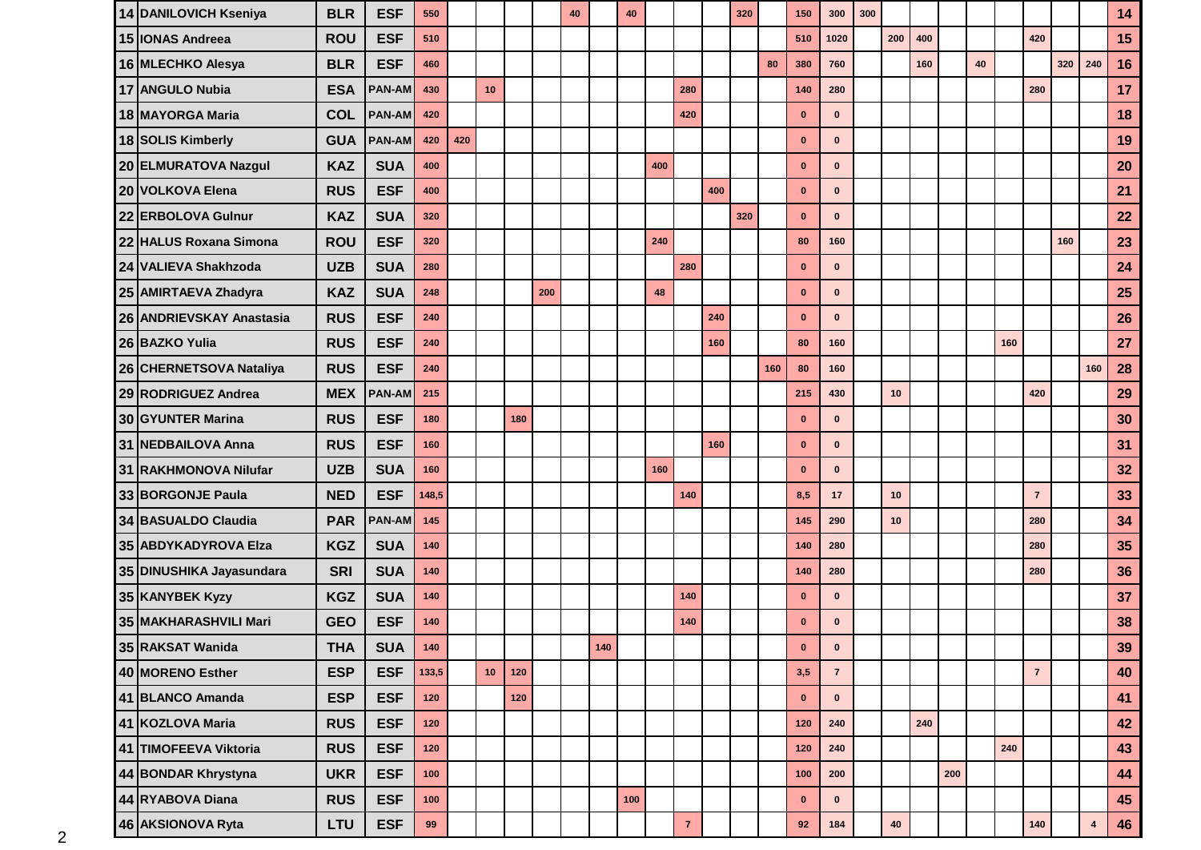| | | | | | | | | | | | | | | | | | | | | | | | | | | | | |
|---|---|---|---|---|---|---|---|---|---|---|---|---|---|---|---|---|---|---|---|---|---|---|---|---|---|---|---|---|
| 14 | DANILOVICH Kseniya | BLR | ESF | 550 | | | | | 40 | | 40 | | | | 320 | | 150 | 300 | 300 | | | | | | | | | 14 |
| 15 | IONAS Andreea | ROU | ESF | 510 | | | | | | | | | | | | | 510 | 1020 | | 200 | 400 | | | | 420 | | | 15 |
| 16 | MLECHKO Alesya | BLR | ESF | 460 | | | | | | | | | | | | 80 | 380 | 760 | | | 160 | | 40 | | | 320 | 240 | 16 |
| 17 | ANGULO Nubia | ESA | PAN-AM | 430 | | 10 | | | | | | | 280 | | | | 140 | 280 | | | | | | | 280 | | | 17 |
| 18 | MAYORGA Maria | COL | PAN-AM | 420 | | | | | | | | | 420 | | | | 0 | 0 | | | | | | | | | | 18 |
| 18 | SOLIS Kimberly | GUA | PAN-AM | 420 | 420 | | | | | | | | | | | | 0 | 0 | | | | | | | | | | 19 |
| 20 | ELMURATOVA Nazgul | KAZ | SUA | 400 | | | | | | | | 400 | | | | | 0 | 0 | | | | | | | | | | 20 |
| 20 | VOLKOVA Elena | RUS | ESF | 400 | | | | | | | | | | 400 | | | 0 | 0 | | | | | | | | | | 21 |
| 22 | ERBOLOVA Gulnur | KAZ | SUA | 320 | | | | | | | | | | | 320 | | 0 | 0 | | | | | | | | | | 22 |
| 22 | HALUS Roxana Simona | ROU | ESF | 320 | | | | | | | | 240 | | | | | 80 | 160 | | | | | | | | 160 | | 23 |
| 24 | VALIEVA Shakhzoda | UZB | SUA | 280 | | | | | | | | | 280 | | | | 0 | 0 | | | | | | | | | | 24 |
| 25 | AMIRTAEVA Zhadyra | KAZ | SUA | 248 | | | | 200 | | | | 48 | | | | | 0 | 0 | | | | | | | | | | 25 |
| 26 | ANDRIEVSKAY Anastasia | RUS | ESF | 240 | | | | | | | | | | 240 | | | 0 | 0 | | | | | | | | | | 26 |
| 26 | BAZKO Yulia | RUS | ESF | 240 | | | | | | | | | | 160 | | | 80 | 160 | | | | | | 160 | | | | 27 |
| 26 | CHERNETSOVA Nataliya | RUS | ESF | 240 | | | | | | | | | | | | 160 | 80 | 160 | | | | | | | | | 160 | 28 |
| 29 | RODRIGUEZ Andrea | MEX | PAN-AM | 215 | | | | | | | | | | | | | 215 | 430 | | 10 | | | | | 420 | | | 29 |
| 30 | GYUNTER Marina | RUS | ESF | 180 | | | 180 | | | | | | | | | | 0 | 0 | | | | | | | | | | 30 |
| 31 | NEDBAILOVA Anna | RUS | ESF | 160 | | | | | | | | | | 160 | | | 0 | 0 | | | | | | | | | | 31 |
| 31 | RAKHMONOVA Nilufar | UZB | SUA | 160 | | | | | | | | 160 | | | | | 0 | 0 | | | | | | | | | | 32 |
| 33 | BORGONJE Paula | NED | ESF | 148,5 | | | | | | | | | 140 | | | | 8,5 | 17 | | 10 | | | | | 7 | | | 33 |
| 34 | BASUALDO Claudia | PAR | PAN-AM | 145 | | | | | | | | | | | | | 145 | 290 | | 10 | | | | | 280 | | | 34 |
| 35 | ABDYKADYROVA Elza | KGZ | SUA | 140 | | | | | | | | | | | | | 140 | 280 | | | | | | | 280 | | | 35 |
| 35 | DINUSHIKA Jayasundara | SRI | SUA | 140 | | | | | | | | | | | | | 140 | 280 | | | | | | | 280 | | | 36 |
| 35 | KANYBEK Kyzy | KGZ | SUA | 140 | | | | | | | | | 140 | | | | 0 | 0 | | | | | | | | | | 37 |
| 35 | MAKHARASHVILI Mari | GEO | ESF | 140 | | | | | | | | | 140 | | | | 0 | 0 | | | | | | | | | | 38 |
| 35 | RAKSAT Wanida | THA | SUA | 140 | | | | | | 140 | | | | | | | 0 | 0 | | | | | | | | | | 39 |
| 40 | MORENO Esther | ESP | ESF | 133,5 | | 10 | 120 | | | | | | | | | | 3,5 | 7 | | | | | | | 7 | | | 40 |
| 41 | BLANCO Amanda | ESP | ESF | 120 | | | 120 | | | | | | | | | | 0 | 0 | | | | | | | | | | 41 |
| 41 | KOZLOVA Maria | RUS | ESF | 120 | | | | | | | | | | | | | 120 | 240 | | | 240 | | | | | | | 42 |
| 41 | TIMOFEEVA Viktoria | RUS | ESF | 120 | | | | | | | | | | | | | 120 | 240 | | | | | | 240 | | | | 43 |
| 44 | BONDAR Khrystyna | UKR | ESF | 100 | | | | | | | | | | | | | 100 | 200 | | | | 200 | | | | | | 44 |
| 44 | RYABOVA Diana | RUS | ESF | 100 | | | | | | | 100 | | | | | | 0 | 0 | | | | | | | | | | 45 |
| 46 | AKSIONOVA Ryta | LTU | ESF | 99 | | | | | | | | | 7 | | | | 92 | 184 | | 40 | | | | | 140 | | 4 | 46 |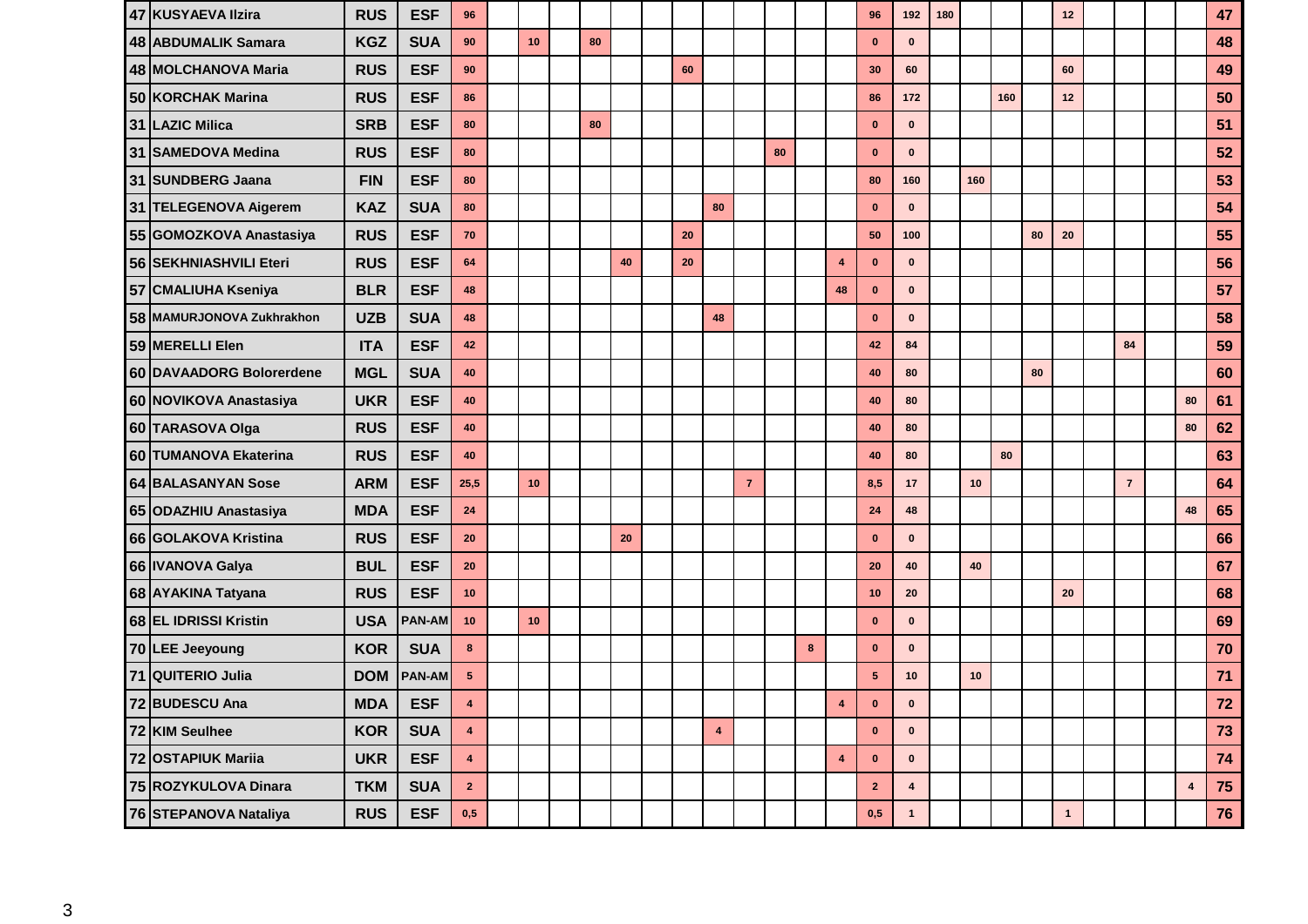| | | | | | | | | | | | | | | | | | | | | | | | | | | | |
|---|---|---|---|---|---|---|---|---|---|---|---|---|---|---|---|---|---|---|---|---|---|---|---|---|---|---|---|
| 47 | KUSYAEVA Ilzira | RUS | ESF | 96 | | | | | | | | | | | | | 96 | 192 | 180 | | | | 12 | | | | | 47 |
| 48 | ABDUMALIK Samara | KGZ | SUA | 90 | | 10 | | 80 | | | | | | | | | 0 | 0 | | | | | | | | | | 48 |
| 48 | MOLCHANOVA Maria | RUS | ESF | 90 | | | | | | | 60 | | | | | | 30 | 60 | | | | | 60 | | | | | 49 |
| 50 | KORCHAK Marina | RUS | ESF | 86 | | | | | | | | | | | | | 86 | 172 | | | 160 | | 12 | | | | | 50 |
| 31 | LAZIC Milica | SRB | ESF | 80 | | | | 80 | | | | | | | | | 0 | 0 | | | | | | | | | | 51 |
| 31 | SAMEDOVA Medina | RUS | ESF | 80 | | | | | | | | | | 80 | | | 0 | 0 | | | | | | | | | | 52 |
| 31 | SUNDBERG Jaana | FIN | ESF | 80 | | | | | | | | | | | | | 80 | 160 | | 160 | | | | | | | | 53 |
| 31 | TELEGENOVA Aigerem | KAZ | SUA | 80 | | | | | | | | 80 | | | | | 0 | 0 | | | | | | | | | | 54 |
| 55 | GOMOZKOVA Anastasiya | RUS | ESF | 70 | | | | | | | 20 | | | | | | 50 | 100 | | | | 80 | 20 | | | | | 55 |
| 56 | SEKHNIASHVILI Eteri | RUS | ESF | 64 | | | | | 40 | | 20 | | | | | 4 | 0 | 0 | | | | | | | | | | 56 |
| 57 | CMALIUHA Kseniya | BLR | ESF | 48 | | | | | | | | | | | | 48 | 0 | 0 | | | | | | | | | | 57 |
| 58 | MAMURJONOVA Zukhrakhon | UZB | SUA | 48 | | | | | | | | 48 | | | | | 0 | 0 | | | | | | | | | | 58 |
| 59 | MERELLI Elen | ITA | ESF | 42 | | | | | | | | | | | | | 42 | 84 | | | | | | | 84 | | | 59 |
| 60 | DAVAADORG Bolorerdene | MGL | SUA | 40 | | | | | | | | | | | | | 40 | 80 | | | | 80 | | | | | | 60 |
| 60 | NOVIKOVA Anastasiya | UKR | ESF | 40 | | | | | | | | | | | | | 40 | 80 | | | | | | | | | 80 | 61 |
| 60 | TARASOVA Olga | RUS | ESF | 40 | | | | | | | | | | | | | 40 | 80 | | | | | | | | | 80 | 62 |
| 60 | TUMANOVA Ekaterina | RUS | ESF | 40 | | | | | | | | | | | | | 40 | 80 | | | 80 | | | | | | | 63 |
| 64 | BALASANYAN Sose | ARM | ESF | 25,5 | | 10 | | | | | | | 7 | | | | 8,5 | 17 | | 10 | | | | | 7 | | | 64 |
| 65 | ODAZHIU Anastasiya | MDA | ESF | 24 | | | | | | | | | | | | | 24 | 48 | | | | | | | | | 48 | 65 |
| 66 | GOLAKOVA Kristina | RUS | ESF | 20 | | | | | 20 | | | | | | | | 0 | 0 | | | | | | | | | | 66 |
| 66 | IVANOVA Galya | BUL | ESF | 20 | | | | | | | | | | | | | 20 | 40 | | 40 | | | | | | | | 67 |
| 68 | AYAKINA Tatyana | RUS | ESF | 10 | | | | | | | | | | | | | 10 | 20 | | | | | 20 | | | | | 68 |
| 68 | EL IDRISSI Kristin | USA | PAN-AM | 10 | | 10 | | | | | | | | | | | 0 | 0 | | | | | | | | | | 69 |
| 70 | LEE Jeeyoung | KOR | SUA | 8 | | | | | | | | | | | 8 | | 0 | 0 | | | | | | | | | | 70 |
| 71 | QUITERIO Julia | DOM | PAN-AM | 5 | | | | | | | | | | | | | 5 | 10 | | 10 | | | | | | | | 71 |
| 72 | BUDESCU Ana | MDA | ESF | 4 | | | | | | | | | | | | 4 | 0 | 0 | | | | | | | | | | 72 |
| 72 | KIM Seulhee | KOR | SUA | 4 | | | | | | | | 4 | | | | | 0 | 0 | | | | | | | | | | 73 |
| 72 | OSTAPIUK Mariia | UKR | ESF | 4 | | | | | | | | | | | | 4 | 0 | 0 | | | | | | | | | | 74 |
| 75 | ROZYKULOVA Dinara | TKM | SUA | 2 | | | | | | | | | | | | | 2 | 4 | | | | | | | | | 4 | 75 |
| 76 | STEPANOVA Nataliya | RUS | ESF | 0,5 | | | | | | | | | | | | | 0,5 | 1 | | | | | 1 | | | | | 76 |